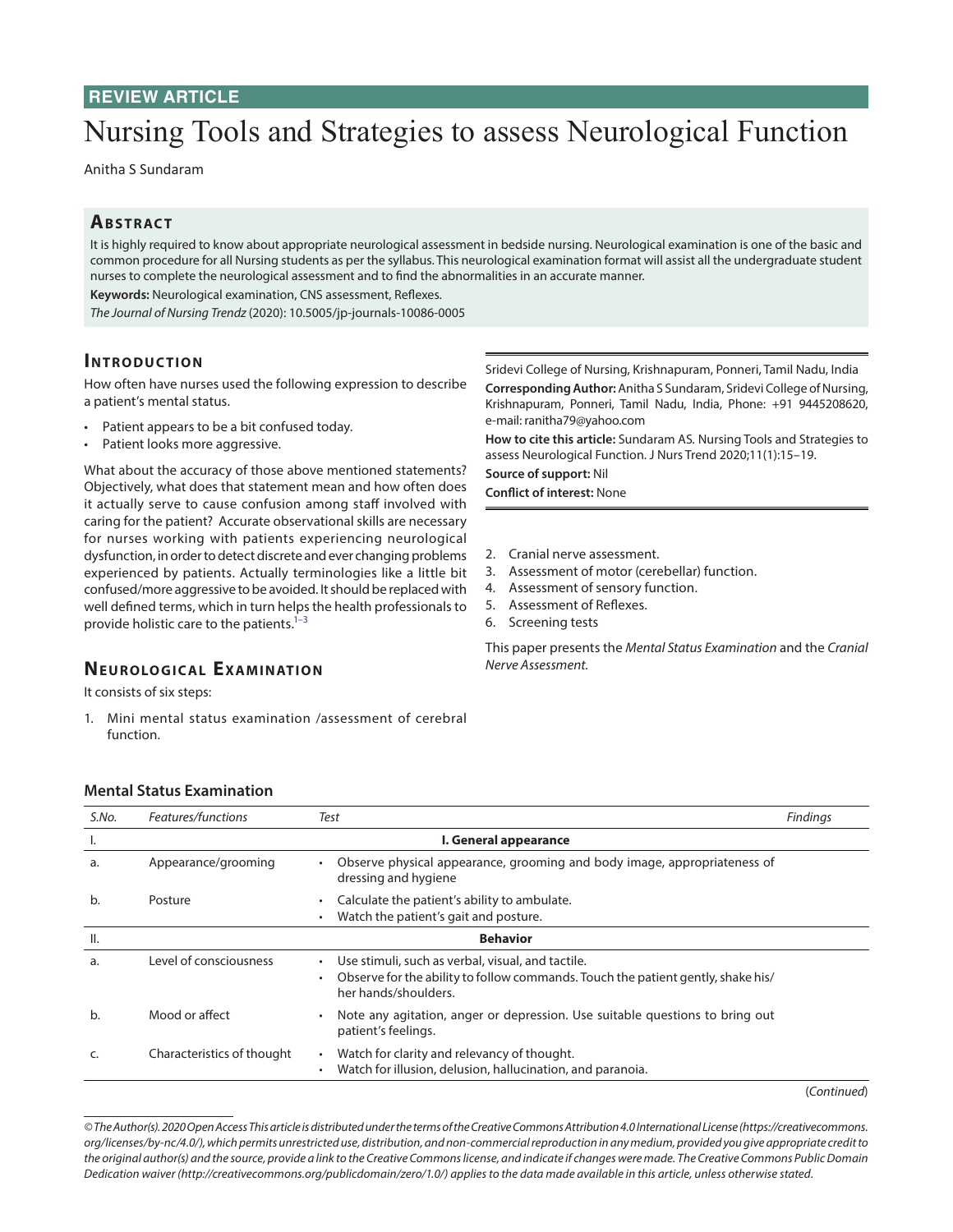REVIEW ARTICLE

# Nursing Tools and Strategies to assess Neurological Function

Anitha S Sundaram

## Abstract

It is highly required to know about appropriate neurological assessment in bedside nursing. Neurological examination is one of the basic and common procedure for all Nursing students as per the syllabus. This neurological examination format will assist all the undergraduate student nurses to complete the neurological assessment and to find the abnormalities in an accurate manner.

**Keywords:** Neurological examination, CNS assessment, Reflexes.

*The Journal of Nursing Trendz* (2020): 10.5005/jp-journals-10086-0005

Sridevi College of Nursing, Krishnapuram, Ponneri, Tamil Nadu, India

**Corresponding Author:** Anitha S Sundaram, Sridevi College of Nursing, Krishnapuram, Ponneri, Tamil Nadu, India, Phone: +91 9445208620, e-mail: ranitha79@yahoo.com

**How to cite this article:** Sundaram AS. Nursing Tools and Strategies to assess Neurological Function. J Nurs Trend 2020;11(1):15–19.

**Source of support:** Nil

**Conflict of interest:** None

## Introduction

How often have nurses used the following expression to describe a patient's mental status.

- Patient appears to be a bit confused today.
- Patient looks more aggressive.

What about the accuracy of those above mentioned statements? Objectively, what does that statement mean and how often does it actually serve to cause confusion among staff involved with caring for the patient? Accurate observational skills are necessary for nurses working with patients experiencing neurological dysfunction, in order to detect discrete and ever changing problems experienced by patients. Actually terminologies like a little bit confused/more aggressive to be avoided. It should be replaced with well defined terms, which in turn helps the health professionals to provide holistic care to the patients.[1–3]

## Neurological Examination

It consists of six steps:

1. Mini mental status examination /assessment of cerebral function.
2. Cranial nerve assessment.
3. Assessment of motor (cerebellar) function.
4. Assessment of sensory function.
5. Assessment of Reflexes.
6. Screening tests

This paper presents the *Mental Status Examination* and the *Cranial Nerve Assessment.*

### Mental Status Examination

| *S.No.* | *Features/functions* | *Test* | *Findings* |
|---|---|---|---|
| I. | | **I. General appearance** | |
| a. | Appearance/grooming | • Observe physical appearance, grooming and body image, appropriateness of dressing and hygiene | |
| b. | Posture | • Calculate the patient's ability to ambulate.<br>• Watch the patient's gait and posture. | |
| II. | | **Behavior** | |
| a. | Level of consciousness | • Use stimuli, such as verbal, visual, and tactile.<br>• Observe for the ability to follow commands. Touch the patient gently, shake his/her hands/shoulders. | |
| b. | Mood or affect | • Note any agitation, anger or depression. Use suitable questions to bring out patient's feelings. | |
| c. | Characteristics of thought | • Watch for clarity and relevancy of thought.<br>• Watch for illusion, delusion, hallucination, and paranoia. | |

(*Continued*)

*© The Author(s). 2020 Open Access This article is distributed under the terms of the Creative Commons Attribution 4.0 International License (https://creativecommons.org/licenses/by-nc/4.0/), which permits unrestricted use, distribution, and non-commercial reproduction in any medium, provided you give appropriate credit to the original author(s) and the source, provide a link to the Creative Commons license, and indicate if changes were made. The Creative Commons Public Domain Dedication waiver (http://creativecommons.org/publicdomain/zero/1.0/) applies to the data made available in this article, unless otherwise stated.*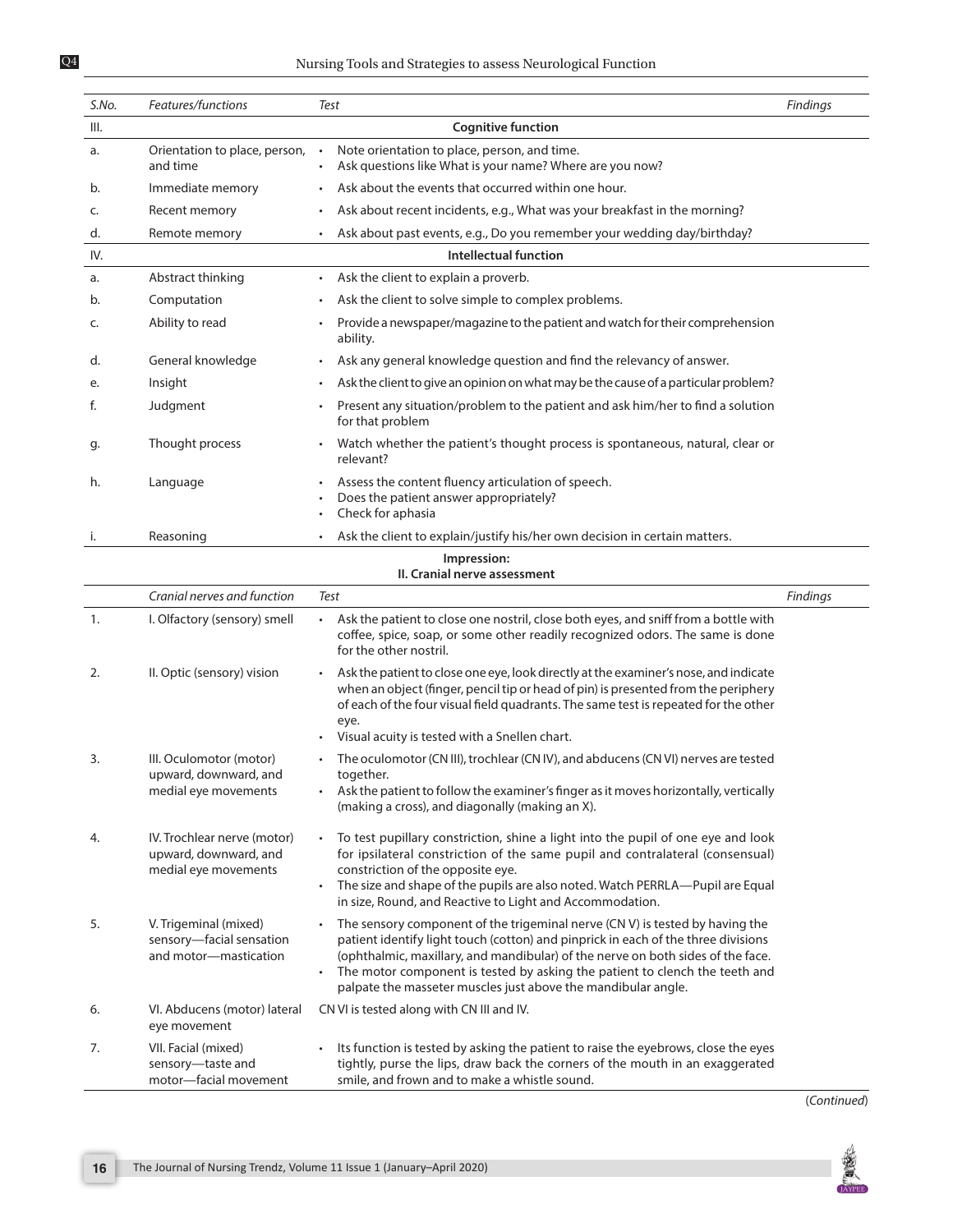| S.No. | Features/functions | Test | Findings |
|---|---|---|---|
| III. | | **Cognitive function** | |
| a. | Orientation to place, person, and time | • Note orientation to place, person, and time.<br>• Ask questions like What is your name? Where are you now? | |
| b. | Immediate memory | • Ask about the events that occurred within one hour. | |
| c. | Recent memory | • Ask about recent incidents, e.g., What was your breakfast in the morning? | |
| d. | Remote memory | • Ask about past events, e.g., Do you remember your wedding day/birthday? | |
| IV. | | **Intellectual function** | |
| a. | Abstract thinking | • Ask the client to explain a proverb. | |
| b. | Computation | • Ask the client to solve simple to complex problems. | |
| c. | Ability to read | • Provide a newspaper/magazine to the patient and watch for their comprehension ability. | |
| d. | General knowledge | • Ask any general knowledge question and find the relevancy of answer. | |
| e. | Insight | • Ask the client to give an opinion on what may be the cause of a particular problem? | |
| f. | Judgment | • Present any situation/problem to the patient and ask him/her to find a solution for that problem | |
| g. | Thought process | • Watch whether the patient's thought process is spontaneous, natural, clear or relevant? | |
| h. | Language | • Assess the content fluency articulation of speech.<br>• Does the patient answer appropriately?<br>• Check for aphasia | |
| i. | Reasoning | • Ask the client to explain/justify his/her own decision in certain matters. | |

**Impression:**

**II. Cranial nerve assessment**

| | Cranial nerves and function | Test | Findings |
|---|---|---|---|
| 1. | I. Olfactory (sensory) smell | • Ask the patient to close one nostril, close both eyes, and sniff from a bottle with coffee, spice, soap, or some other readily recognized odors. The same is done for the other nostril. | |
| 2. | II. Optic (sensory) vision | • Ask the patient to close one eye, look directly at the examiner's nose, and indicate when an object (finger, pencil tip or head of pin) is presented from the periphery of each of the four visual field quadrants. The same test is repeated for the other eye.<br>• Visual acuity is tested with a Snellen chart. | |
| 3. | III. Oculomotor (motor) upward, downward, and medial eye movements | • The oculomotor (CN III), trochlear (CN IV), and abducens (CN VI) nerves are tested together.<br>• Ask the patient to follow the examiner's finger as it moves horizontally, vertically (making a cross), and diagonally (making an X). | |
| 4. | IV. Trochlear nerve (motor) upward, downward, and medial eye movements | • To test pupillary constriction, shine a light into the pupil of one eye and look for ipsilateral constriction of the same pupil and contralateral (consensual) constriction of the opposite eye.<br>• The size and shape of the pupils are also noted. Watch PERRLA—Pupil are Equal in size, Round, and Reactive to Light and Accommodation. | |
| 5. | V. Trigeminal (mixed) sensory—facial sensation and motor—mastication | • The sensory component of the trigeminal nerve (CN V) is tested by having the patient identify light touch (cotton) and pinprick in each of the three divisions (ophthalmic, maxillary, and mandibular) of the nerve on both sides of the face.<br>• The motor component is tested by asking the patient to clench the teeth and palpate the masseter muscles just above the mandibular angle. | |
| 6. | VI. Abducens (motor) lateral eye movement | CN VI is tested along with CN III and IV. | |
| 7. | VII. Facial (mixed) sensory—taste and motor—facial movement | • Its function is tested by asking the patient to raise the eyebrows, close the eyes tightly, purse the lips, draw back the corners of the mouth in an exaggerated smile, and frown and to make a whistle sound. | |

(*Continued*)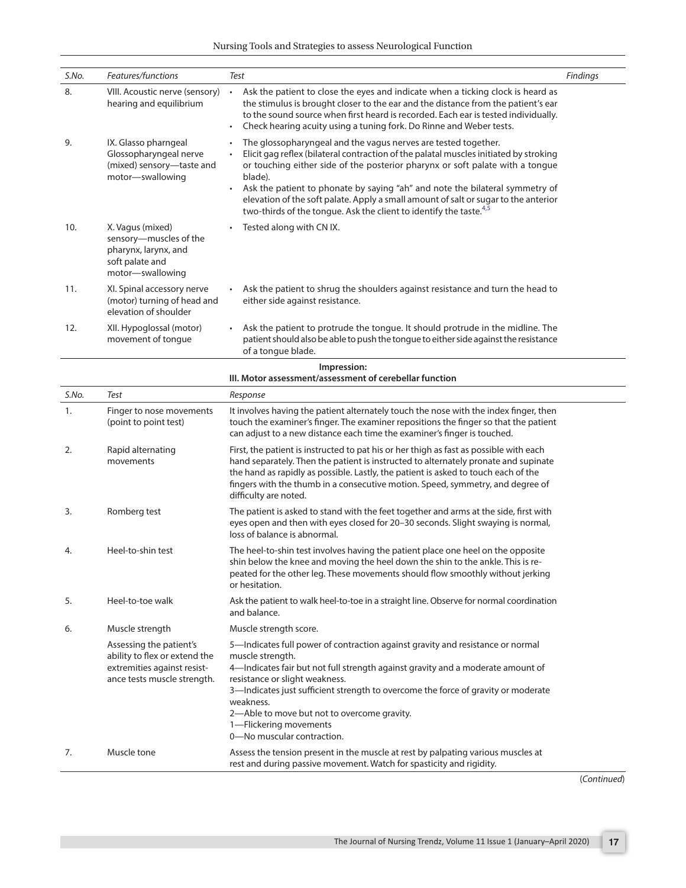| S.No. | Features/functions | Test | Findings |
|---|---|---|---|
| 8. | VIII. Acoustic nerve (sensory) hearing and equilibrium | • Ask the patient to close the eyes and indicate when a ticking clock is heard as the stimulus is brought closer to the ear and the distance from the patient's ear to the sound source when first heard is recorded. Each ear is tested individually. • Check hearing acuity using a tuning fork. Do Rinne and Weber tests. | |
| 9. | IX. Glasso pharngeal Glossopharyngeal nerve (mixed) sensory—taste and motor—swallowing | • The glossopharyngeal and the vagus nerves are tested together. • Elicit gag reflex (bilateral contraction of the palatal muscles initiated by stroking or touching either side of the posterior pharynx or soft palate with a tongue blade). • Ask the patient to phonate by saying "ah" and note the bilateral symmetry of elevation of the soft palate. Apply a small amount of salt or sugar to the anterior two-thirds of the tongue. Ask the client to identify the taste.[4,5] | |
| 10. | X. Vagus (mixed) sensory—muscles of the pharynx, larynx, and soft palate and motor—swallowing | • Tested along with CN IX. | |
| 11. | XI. Spinal accessory nerve (motor) turning of head and elevation of shoulder | • Ask the patient to shrug the shoulders against resistance and turn the head to either side against resistance. | |
| 12. | XII. Hypoglossal (motor) movement of tongue | • Ask the patient to protrude the tongue. It should protrude in the midline. The patient should also be able to push the tongue to either side against the resistance of a tongue blade. | |

**Impression:**

**III. Motor assessment/assessment of cerebellar function**

| S.No. | Test | Response |
|---|---|---|
| 1. | Finger to nose movements (point to point test) | It involves having the patient alternately touch the nose with the index finger, then touch the examiner's finger. The examiner repositions the finger so that the patient can adjust to a new distance each time the examiner's finger is touched. |
| 2. | Rapid alternating movements | First, the patient is instructed to pat his or her thigh as fast as possible with each hand separately. Then the patient is instructed to alternately pronate and supinate the hand as rapidly as possible. Lastly, the patient is asked to touch each of the fingers with the thumb in a consecutive motion. Speed, symmetry, and degree of difficulty are noted. |
| 3. | Romberg test | The patient is asked to stand with the feet together and arms at the side, first with eyes open and then with eyes closed for 20–30 seconds. Slight swaying is normal, loss of balance is abnormal. |
| 4. | Heel-to-shin test | The heel-to-shin test involves having the patient place one heel on the opposite shin below the knee and moving the heel down the shin to the ankle. This is repeated for the other leg. These movements should flow smoothly without jerking or hesitation. |
| 5. | Heel-to-toe walk | Ask the patient to walk heel-to-toe in a straight line. Observe for normal coordination and balance. |
| 6. | Muscle strength | Muscle strength score. |
| | Assessing the patient's ability to flex or extend the extremities against resistance tests muscle strength. | 5—Indicates full power of contraction against gravity and resistance or normal muscle strength. 4—Indicates fair but not full strength against gravity and a moderate amount of resistance or slight weakness. 3—Indicates just sufficient strength to overcome the force of gravity or moderate weakness. 2—Able to move but not to overcome gravity. 1—Flickering movements 0—No muscular contraction. |
| 7. | Muscle tone | Assess the tension present in the muscle at rest by palpating various muscles at rest and during passive movement. Watch for spasticity and rigidity. |

(*Continued*)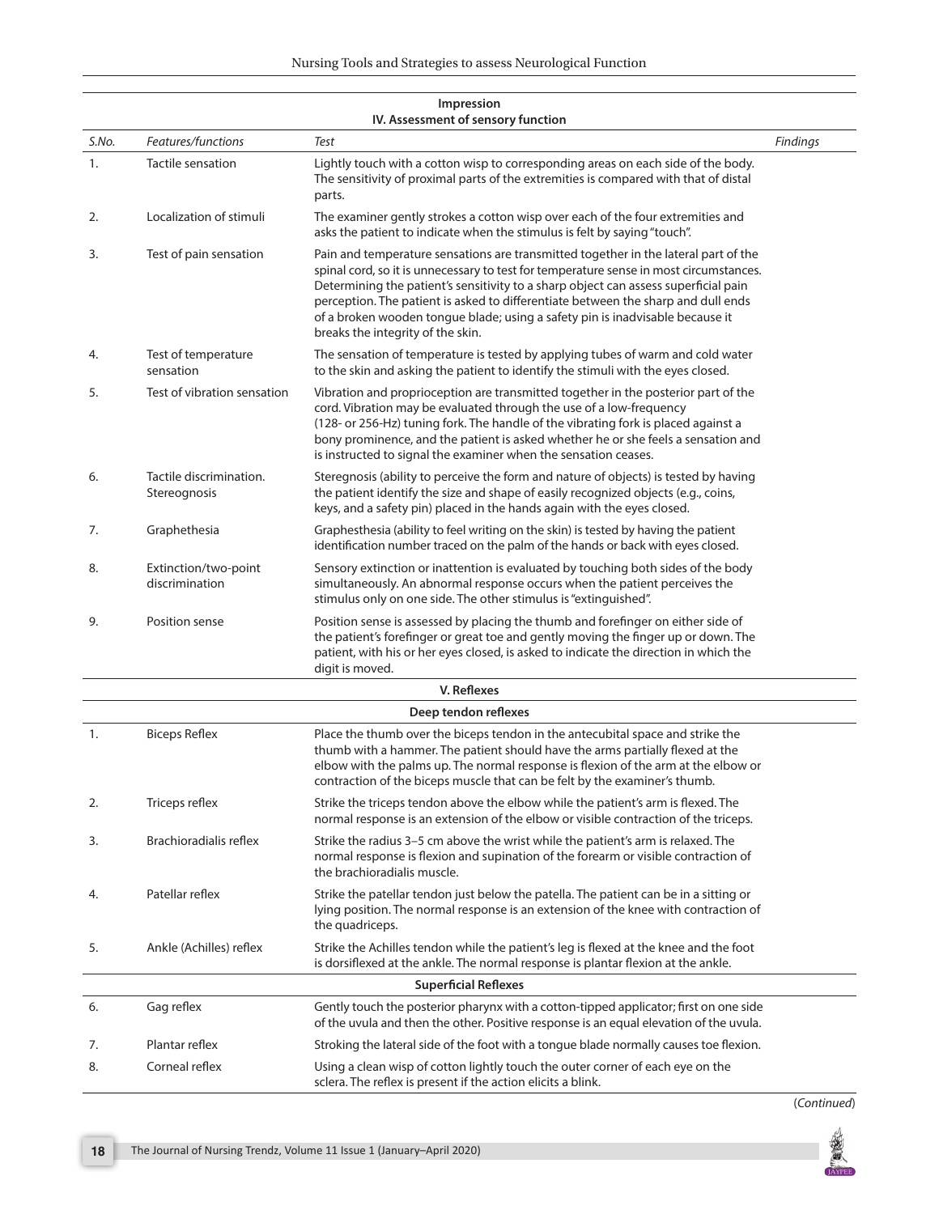| S.No. | Features/functions | Test | Findings |
|---|---|---|---|
| | | **Impression** | |
| | | **IV. Assessment of sensory function** | |
| 1. | Tactile sensation | Lightly touch with a cotton wisp to corresponding areas on each side of the body. The sensitivity of proximal parts of the extremities is compared with that of distal parts. | |
| 2. | Localization of stimuli | The examiner gently strokes a cotton wisp over each of the four extremities and asks the patient to indicate when the stimulus is felt by saying "touch". | |
| 3. | Test of pain sensation | Pain and temperature sensations are transmitted together in the lateral part of the spinal cord, so it is unnecessary to test for temperature sense in most circumstances. Determining the patient's sensitivity to a sharp object can assess superficial pain perception. The patient is asked to differentiate between the sharp and dull ends of a broken wooden tongue blade; using a safety pin is inadvisable because it breaks the integrity of the skin. | |
| 4. | Test of temperature sensation | The sensation of temperature is tested by applying tubes of warm and cold water to the skin and asking the patient to identify the stimuli with the eyes closed. | |
| 5. | Test of vibration sensation | Vibration and proprioception are transmitted together in the posterior part of the cord. Vibration may be evaluated through the use of a low-frequency (128- or 256-Hz) tuning fork. The handle of the vibrating fork is placed against a bony prominence, and the patient is asked whether he or she feels a sensation and is instructed to signal the examiner when the sensation ceases. | |
| 6. | Tactile discrimination. Stereognosis | Steregnosis (ability to perceive the form and nature of objects) is tested by having the patient identify the size and shape of easily recognized objects (e.g., coins, keys, and a safety pin) placed in the hands again with the eyes closed. | |
| 7. | Graphethesia | Graphesthesia (ability to feel writing on the skin) is tested by having the patient identification number traced on the palm of the hands or back with eyes closed. | |
| 8. | Extinction/two-point discrimination | Sensory extinction or inattention is evaluated by touching both sides of the body simultaneously. An abnormal response occurs when the patient perceives the stimulus only on one side. The other stimulus is "extinguished". | |
| 9. | Position sense | Position sense is assessed by placing the thumb and forefinger on either side of the patient's forefinger or great toe and gently moving the finger up or down. The patient, with his or her eyes closed, is asked to indicate the direction in which the digit is moved. | |
| | | **V. Reflexes** | |
| | | **Deep tendon reflexes** | |
| 1. | Biceps Reflex | Place the thumb over the biceps tendon in the antecubital space and strike the thumb with a hammer. The patient should have the arms partially flexed at the elbow with the palms up. The normal response is flexion of the arm at the elbow or contraction of the biceps muscle that can be felt by the examiner's thumb. | |
| 2. | Triceps reflex | Strike the triceps tendon above the elbow while the patient's arm is flexed. The normal response is an extension of the elbow or visible contraction of the triceps. | |
| 3. | Brachioradialis reflex | Strike the radius 3–5 cm above the wrist while the patient's arm is relaxed. The normal response is flexion and supination of the forearm or visible contraction of the brachioradialis muscle. | |
| 4. | Patellar reflex | Strike the patellar tendon just below the patella. The patient can be in a sitting or lying position. The normal response is an extension of the knee with contraction of the quadriceps. | |
| 5. | Ankle (Achilles) reflex | Strike the Achilles tendon while the patient's leg is flexed at the knee and the foot is dorsiflexed at the ankle. The normal response is plantar flexion at the ankle. | |
| | | **Superficial Reflexes** | |
| 6. | Gag reflex | Gently touch the posterior pharynx with a cotton-tipped applicator; first on one side of the uvula and then the other. Positive response is an equal elevation of the uvula. | |
| 7. | Plantar reflex | Stroking the lateral side of the foot with a tongue blade normally causes toe flexion. | |
| 8. | Corneal reflex | Using a clean wisp of cotton lightly touch the outer corner of each eye on the sclera. The reflex is present if the action elicits a blink. | |

(*Continued*)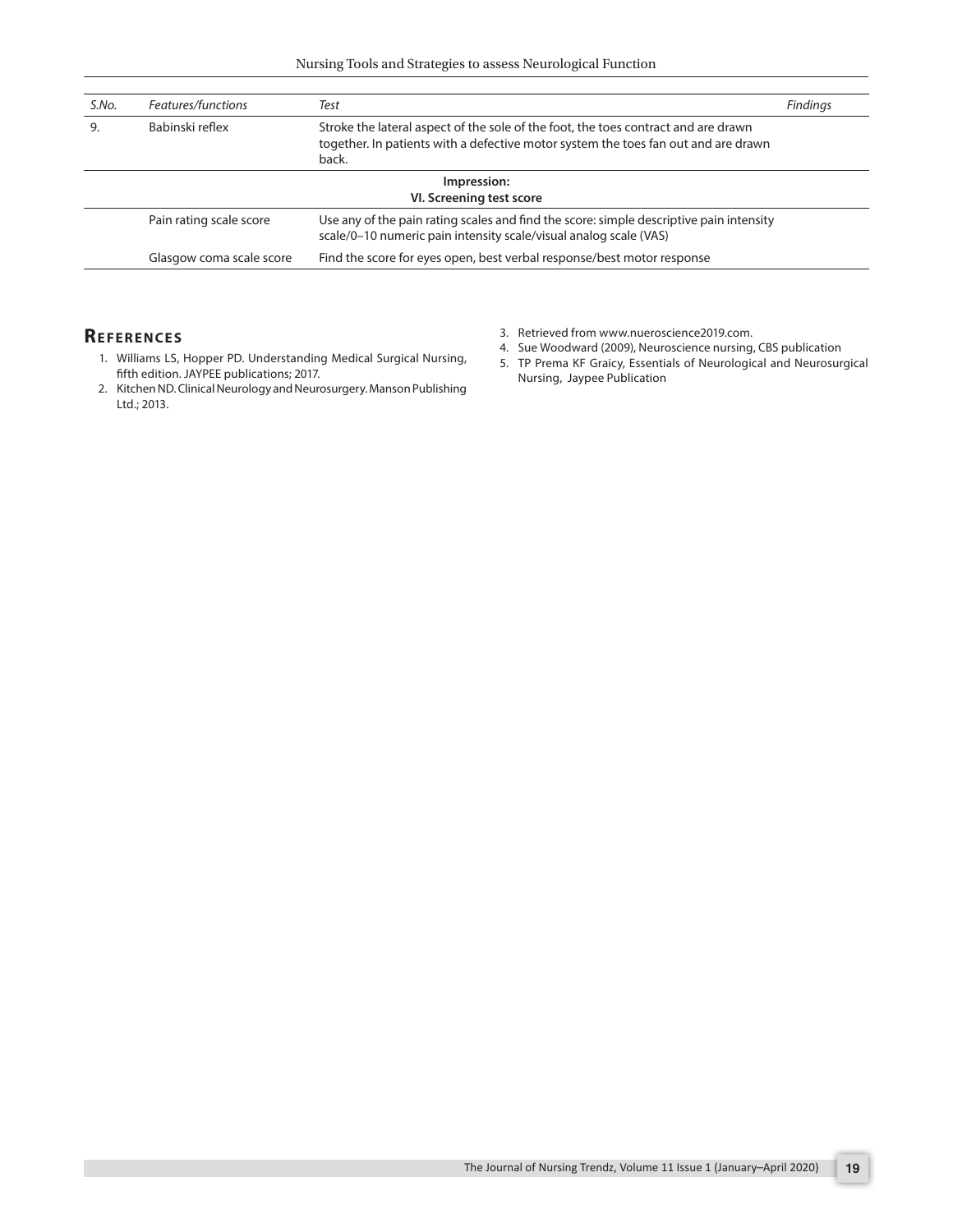| S.No. | Features/functions | Test | Findings |
|---|---|---|---|
| 9. | Babinski reflex | Stroke the lateral aspect of the sole of the foot, the toes contract and are drawn together. In patients with a defective motor system the toes fan out and are drawn back. | |
| | | **Impression:** | |
| | | **VI. Screening test score** | |
| | Pain rating scale score | Use any of the pain rating scales and find the score: simple descriptive pain intensity scale/0–10 numeric pain intensity scale/visual analog scale (VAS) | |
| | Glasgow coma scale score | Find the score for eyes open, best verbal response/best motor response | |

## References

1. Williams LS, Hopper PD. Understanding Medical Surgical Nursing, fifth edition. JAYPEE publications; 2017.
2. Kitchen ND. Clinical Neurology and Neurosurgery. Manson Publishing Ltd.; 2013.
3. Retrieved from www.nueroscience2019.com.
4. Sue Woodward (2009), Neuroscience nursing, CBS publication
5. TP Prema KF Graicy, Essentials of Neurological and Neurosurgical Nursing, Jaypee Publication